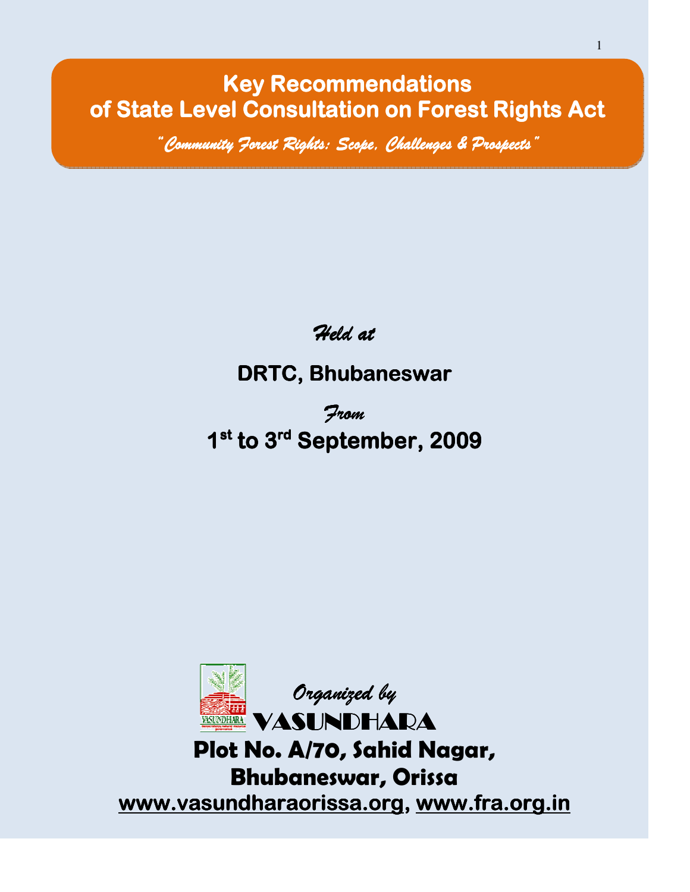# Key Recommendations of State Level Consultation on Forest Rights Act

*"Community Forest Rights: Scope, Challenges & Prospects"*

*Held at*

**DRTC, Bhubaneswar**

*From*

**1st to 3rd September, 2009**

*Organized by*

**VASUNDHARA**

**Plot No. A/70, Sahid Nagar, Bhubaneswar, Orissa**

**www.vasundharaorissa.org, www.fra.org.in**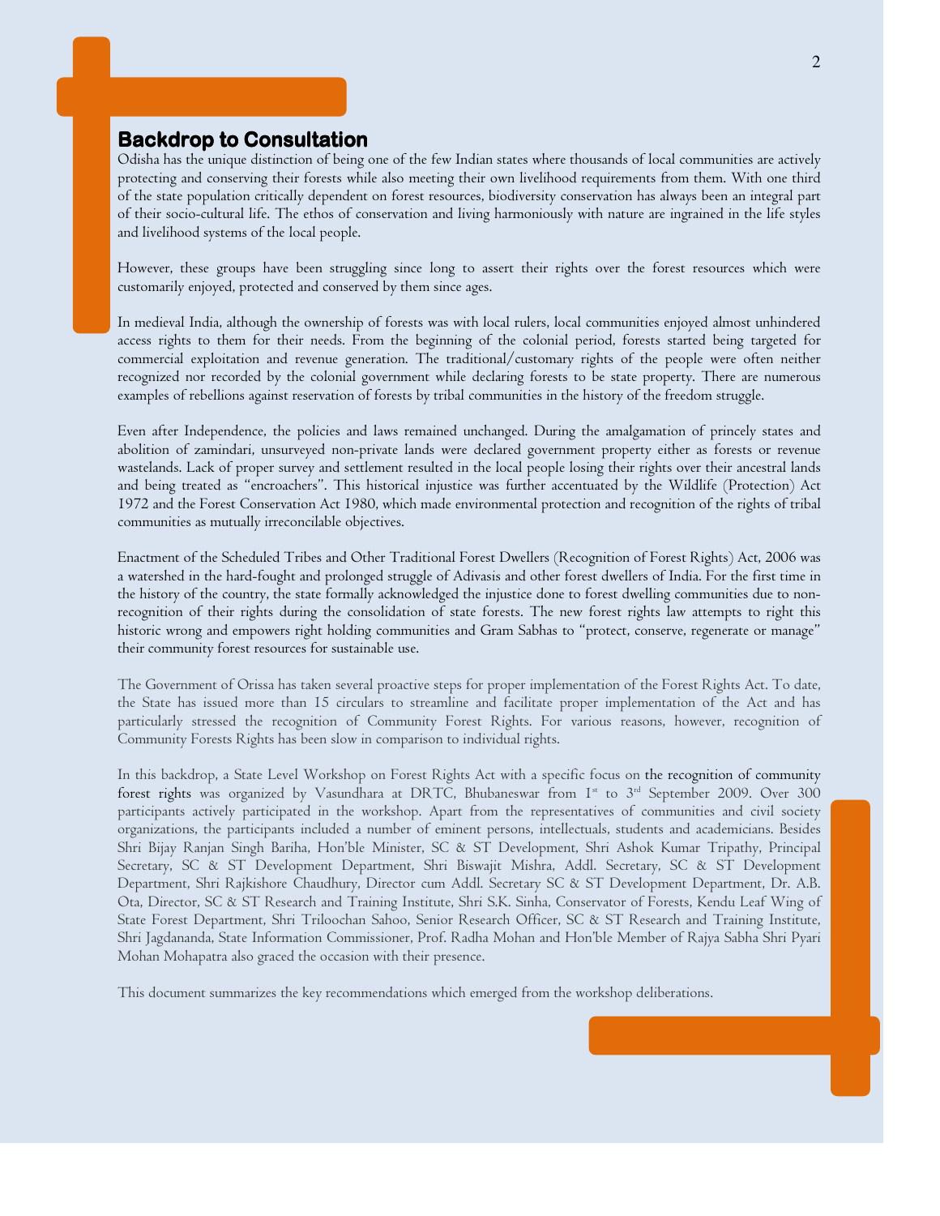## Backdrop to Consultation

Odisha has the unique distinction of being one of the few Indian states where thousands of local communities are actively protecting and conserving their forests while also meeting their own livelihood requirements from them. With one third of the state population critically dependent on forest resources, biodiversity conservation has always been an integral part of their socio-cultural life. The ethos of conservation and living harmoniously with nature are ingrained in the life styles and livelihood systems of the local people.

However, these groups have been struggling since long to assert their rights over the forest resources which were customarily enjoyed, protected and conserved by them since ages.

In medieval India, although the ownership of forests was with local rulers, local communities enjoyed almost unhindered access rights to them for their needs. From the beginning of the colonial period, forests started being targeted for commercial exploitation and revenue generation. The traditional/customary rights of the people were often neither recognized nor recorded by the colonial government while declaring forests to be state property. There are numerous examples of rebellions against reservation of forests by tribal communities in the history of the freedom struggle.

Even after Independence, the policies and laws remained unchanged. During the amalgamation of princely states and abolition of zamindari, unsurveyed non-private lands were declared government property either as forests or revenue wastelands. Lack of proper survey and settlement resulted in the local people losing their rights over their ancestral lands and being treated as "encroachers". This historical injustice was further accentuated by the Wildlife (Protection) Act 1972 and the Forest Conservation Act 1980, which made environmental protection and recognition of the rights of tribal communities as mutually irreconcilable objectives.

Enactment of the Scheduled Tribes and Other Traditional Forest Dwellers (Recognition of Forest Rights) Act, 2006 was a watershed in the hard-fought and prolonged struggle of Adivasis and other forest dwellers of India. For the first time in the history of the country, the state formally acknowledged the injustice done to forest dwelling communities due to non-recognition of their rights during the consolidation of state forests. The new forest rights law attempts to right this historic wrong and empowers right holding communities and Gram Sabhas to "protect, conserve, regenerate or manage" their community forest resources for sustainable use.

The Government of Orissa has taken several proactive steps for proper implementation of the Forest Rights Act. To date, the State has issued more than 15 circulars to streamline and facilitate proper implementation of the Act and has particularly stressed the recognition of Community Forest Rights. For various reasons, however, recognition of Community Forests Rights has been slow in comparison to individual rights.

In this backdrop, a State Level Workshop on Forest Rights Act with a specific focus on the recognition of community forest rights was organized by Vasundhara at DRTC, Bhubaneswar from 1st to 3rd September 2009. Over 300 participants actively participated in the workshop. Apart from the representatives of communities and civil society organizations, the participants included a number of eminent persons, intellectuals, students and academicians. Besides Shri Bijay Ranjan Singh Bariha, Hon'ble Minister, SC & ST Development, Shri Ashok Kumar Tripathy, Principal Secretary, SC & ST Development Department, Shri Biswajit Mishra, Addl. Secretary, SC & ST Development Department, Shri Rajkishore Chaudhury, Director cum Addl. Secretary SC & ST Development Department, Dr. A.B. Ota, Director, SC & ST Research and Training Institute, Shri S.K. Sinha, Conservator of Forests, Kendu Leaf Wing of State Forest Department, Shri Triloochan Sahoo, Senior Research Officer, SC & ST Research and Training Institute, Shri Jagdananda, State Information Commissioner, Prof. Radha Mohan and Hon'ble Member of Rajya Sabha Shri Pyari Mohan Mohapatra also graced the occasion with their presence.

This document summarizes the key recommendations which emerged from the workshop deliberations.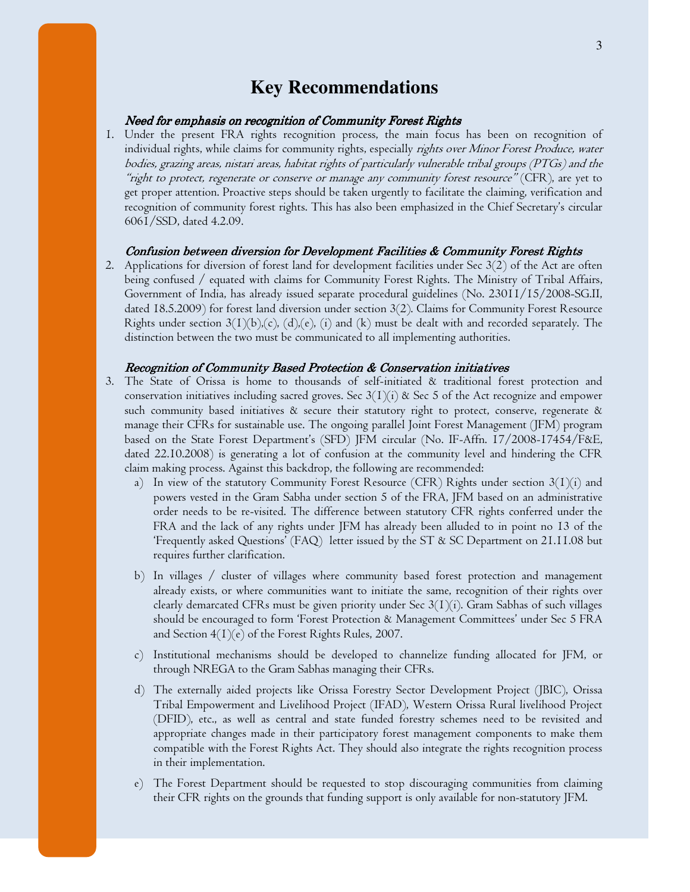# Key Recommendations

***Need for emphasis on recognition of Community Forest Rights***

1. Under the present FRA rights recognition process, the main focus has been on recognition of individual rights, while claims for community rights, especially *rights over Minor Forest Produce, water bodies, grazing areas, nistari areas, habitat rights of particularly vulnerable tribal groups (PTGs) and the "right to protect, regenerate or conserve or manage any community forest resource"* (CFR), are yet to get proper attention. Proactive steps should be taken urgently to facilitate the claiming, verification and recognition of community forest rights. This has also been emphasized in the Chief Secretary's circular 6061/SSD, dated 4.2.09.

***Confusion between diversion for Development Facilities & Community Forest Rights***

2. Applications for diversion of forest land for development facilities under Sec 3(2) of the Act are often being confused / equated with claims for Community Forest Rights. The Ministry of Tribal Affairs, Government of India, has already issued separate procedural guidelines (No. 23011/15/2008-SG.II, dated 18.5.2009) for forest land diversion under section 3(2). Claims for Community Forest Resource Rights under section 3(1)(b),(c), (d),(e), (i) and (k) must be dealt with and recorded separately. The distinction between the two must be communicated to all implementing authorities.

***Recognition of Community Based Protection & Conservation initiatives***

3. The State of Orissa is home to thousands of self-initiated & traditional forest protection and conservation initiatives including sacred groves. Sec 3(1)(i) & Sec 5 of the Act recognize and empower such community based initiatives & secure their statutory right to protect, conserve, regenerate & manage their CFRs for sustainable use. The ongoing parallel Joint Forest Management (JFM) program based on the State Forest Department's (SFD) JFM circular (No. IF-Affn. 17/2008-17454/F&E, dated 22.10.2008) is generating a lot of confusion at the community level and hindering the CFR claim making process. Against this backdrop, the following are recommended:

   a) In view of the statutory Community Forest Resource (CFR) Rights under section 3(1)(i) and powers vested in the Gram Sabha under section 5 of the FRA, JFM based on an administrative order needs to be re-visited. The difference between statutory CFR rights conferred under the FRA and the lack of any rights under JFM has already been alluded to in point no 13 of the 'Frequently asked Questions' (FAQ) letter issued by the ST & SC Department on 21.11.08 but requires further clarification.

   b) In villages / cluster of villages where community based forest protection and management already exists, or where communities want to initiate the same, recognition of their rights over clearly demarcated CFRs must be given priority under Sec 3(1)(i). Gram Sabhas of such villages should be encouraged to form 'Forest Protection & Management Committees' under Sec 5 FRA and Section 4(1)(e) of the Forest Rights Rules, 2007.

   c) Institutional mechanisms should be developed to channelize funding allocated for JFM, or through NREGA to the Gram Sabhas managing their CFRs.

   d) The externally aided projects like Orissa Forestry Sector Development Project (JBIC), Orissa Tribal Empowerment and Livelihood Project (IFAD), Western Orissa Rural livelihood Project (DFID), etc., as well as central and state funded forestry schemes need to be revisited and appropriate changes made in their participatory forest management components to make them compatible with the Forest Rights Act. They should also integrate the rights recognition process in their implementation.

   e) The Forest Department should be requested to stop discouraging communities from claiming their CFR rights on the grounds that funding support is only available for non-statutory JFM.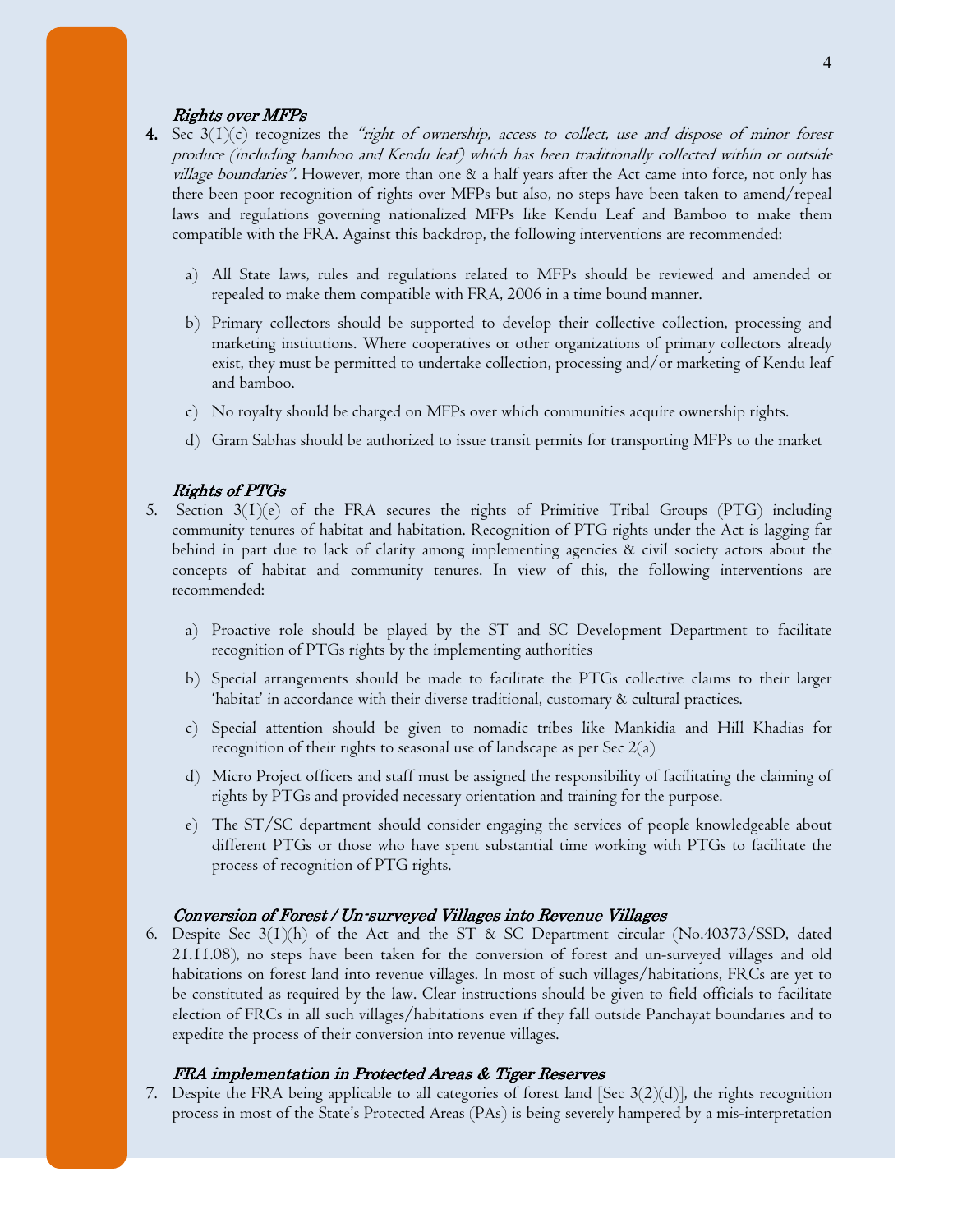### *Rights over MFPs*

4. Sec 3(1)(c) recognizes the *"right of ownership, access to collect, use and dispose of minor forest produce (including bamboo and Kendu leaf) which has been traditionally collected within or outside village boundaries"*. However, more than one & a half years after the Act came into force, not only has there been poor recognition of rights over MFPs but also, no steps have been taken to amend/repeal laws and regulations governing nationalized MFPs like Kendu Leaf and Bamboo to make them compatible with the FRA. Against this backdrop, the following interventions are recommended:

   a) All State laws, rules and regulations related to MFPs should be reviewed and amended or repealed to make them compatible with FRA, 2006 in a time bound manner.

   b) Primary collectors should be supported to develop their collective collection, processing and marketing institutions. Where cooperatives or other organizations of primary collectors already exist, they must be permitted to undertake collection, processing and/or marketing of Kendu leaf and bamboo.

   c) No royalty should be charged on MFPs over which communities acquire ownership rights.

   d) Gram Sabhas should be authorized to issue transit permits for transporting MFPs to the market

### *Rights of PTGs*

5. Section 3(1)(e) of the FRA secures the rights of Primitive Tribal Groups (PTG) including community tenures of habitat and habitation. Recognition of PTG rights under the Act is lagging far behind in part due to lack of clarity among implementing agencies & civil society actors about the concepts of habitat and community tenures. In view of this, the following interventions are recommended:

   a) Proactive role should be played by the ST and SC Development Department to facilitate recognition of PTGs rights by the implementing authorities

   b) Special arrangements should be made to facilitate the PTGs collective claims to their larger 'habitat' in accordance with their diverse traditional, customary & cultural practices.

   c) Special attention should be given to nomadic tribes like Mankidia and Hill Khadias for recognition of their rights to seasonal use of landscape as per Sec 2(a)

   d) Micro Project officers and staff must be assigned the responsibility of facilitating the claiming of rights by PTGs and provided necessary orientation and training for the purpose.

   e) The ST/SC department should consider engaging the services of people knowledgeable about different PTGs or those who have spent substantial time working with PTGs to facilitate the process of recognition of PTG rights.

### *Conversion of Forest / Un-surveyed Villages into Revenue Villages*

6. Despite Sec 3(1)(h) of the Act and the ST & SC Department circular (No.40373/SSD, dated 21.11.08), no steps have been taken for the conversion of forest and un-surveyed villages and old habitations on forest land into revenue villages. In most of such villages/habitations, FRCs are yet to be constituted as required by the law. Clear instructions should be given to field officials to facilitate election of FRCs in all such villages/habitations even if they fall outside Panchayat boundaries and to expedite the process of their conversion into revenue villages.

### *FRA implementation in Protected Areas & Tiger Reserves*

7. Despite the FRA being applicable to all categories of forest land [Sec 3(2)(d)], the rights recognition process in most of the State's Protected Areas (PAs) is being severely hampered by a mis-interpretation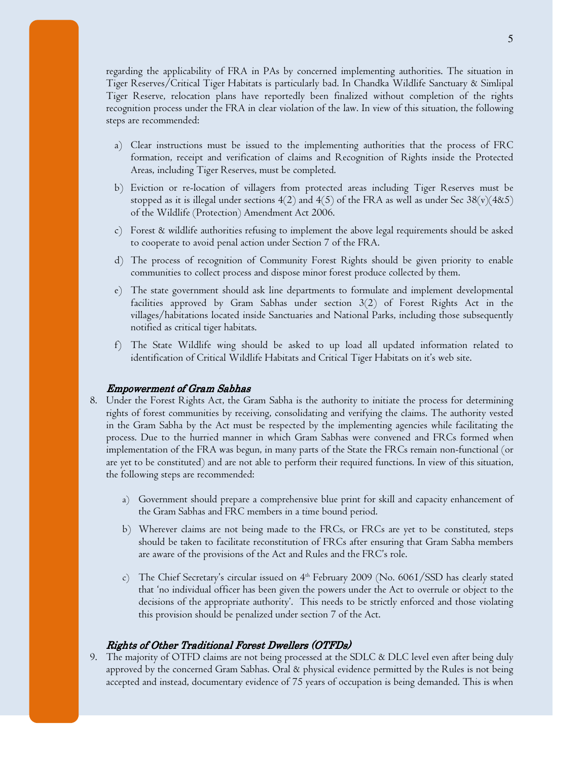regarding the applicability of FRA in PAs by concerned implementing authorities. The situation in Tiger Reserves/Critical Tiger Habitats is particularly bad. In Chandka Wildlife Sanctuary & Simlipal Tiger Reserve, relocation plans have reportedly been finalized without completion of the rights recognition process under the FRA in clear violation of the law. In view of this situation, the following steps are recommended:

a) Clear instructions must be issued to the implementing authorities that the process of FRC formation, receipt and verification of claims and Recognition of Rights inside the Protected Areas, including Tiger Reserves, must be completed.

b) Eviction or re-location of villagers from protected areas including Tiger Reserves must be stopped as it is illegal under sections 4(2) and 4(5) of the FRA as well as under Sec 38(v)(4&5) of the Wildlife (Protection) Amendment Act 2006.

c) Forest & wildlife authorities refusing to implement the above legal requirements should be asked to cooperate to avoid penal action under Section 7 of the FRA.

d) The process of recognition of Community Forest Rights should be given priority to enable communities to collect process and dispose minor forest produce collected by them.

e) The state government should ask line departments to formulate and implement developmental facilities approved by Gram Sabhas under section 3(2) of Forest Rights Act in the villages/habitations located inside Sanctuaries and National Parks, including those subsequently notified as critical tiger habitats.

f) The State Wildlife wing should be asked to up load all updated information related to identification of Critical Wildlife Habitats and Critical Tiger Habitats on it's web site.

### *Empowerment of Gram Sabhas*

8. Under the Forest Rights Act, the Gram Sabha is the authority to initiate the process for determining rights of forest communities by receiving, consolidating and verifying the claims. The authority vested in the Gram Sabha by the Act must be respected by the implementing agencies while facilitating the process. Due to the hurried manner in which Gram Sabhas were convened and FRCs formed when implementation of the FRA was begun, in many parts of the State the FRCs remain non-functional (or are yet to be constituted) and are not able to perform their required functions. In view of this situation, the following steps are recommended:

   a) Government should prepare a comprehensive blue print for skill and capacity enhancement of the Gram Sabhas and FRC members in a time bound period.

   b) Wherever claims are not being made to the FRCs, or FRCs are yet to be constituted, steps should be taken to facilitate reconstitution of FRCs after ensuring that Gram Sabha members are aware of the provisions of the Act and Rules and the FRC's role.

   c) The Chief Secretary's circular issued on 4th February 2009 (No. 6061/SSD has clearly stated that 'no individual officer has been given the powers under the Act to overrule or object to the decisions of the appropriate authority'. This needs to be strictly enforced and those violating this provision should be penalized under section 7 of the Act.

### *Rights of Other Traditional Forest Dwellers (OTFDs)*

9. The majority of OTFD claims are not being processed at the SDLC & DLC level even after being duly approved by the concerned Gram Sabhas. Oral & physical evidence permitted by the Rules is not being accepted and instead, documentary evidence of 75 years of occupation is being demanded. This is when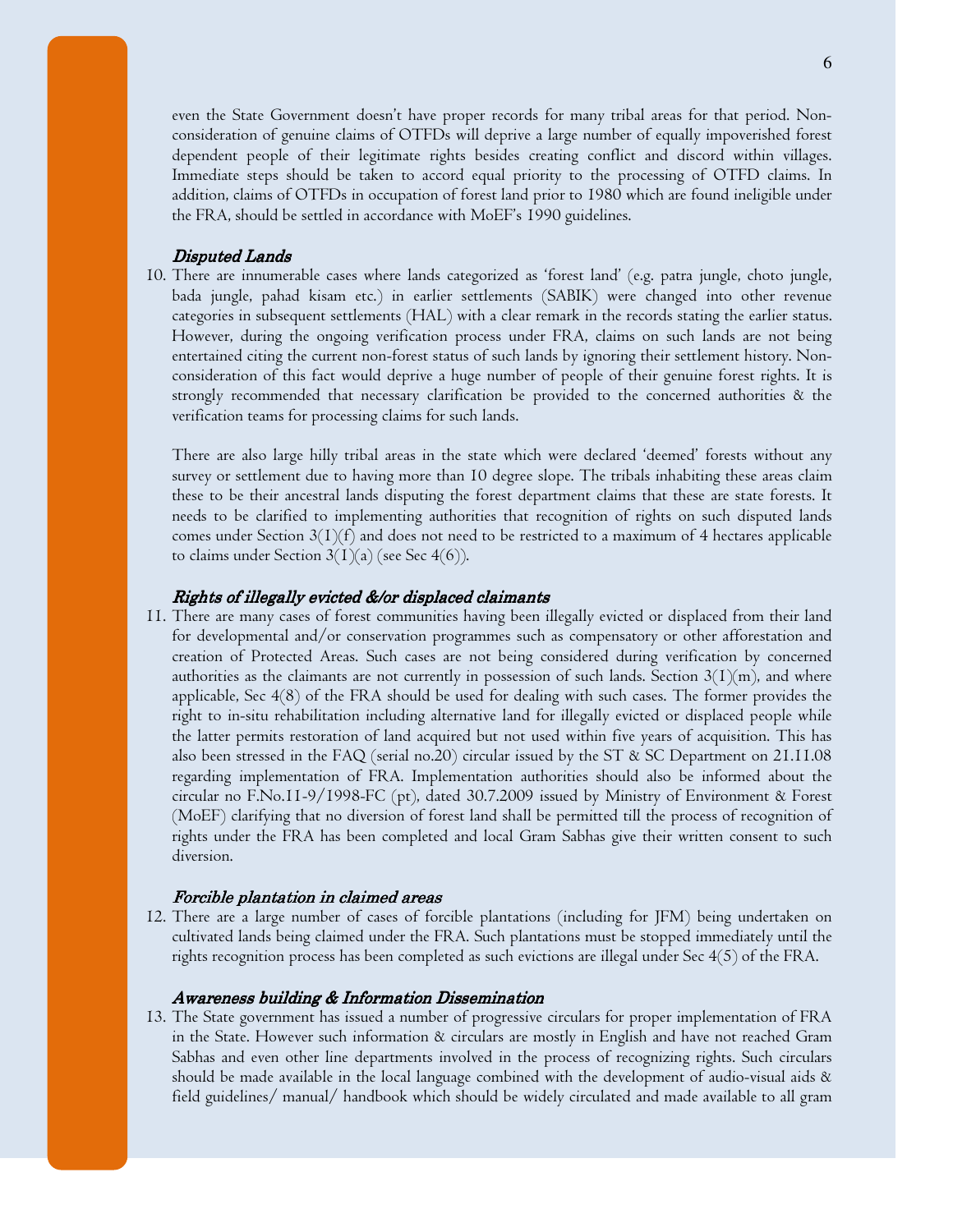even the State Government doesn't have proper records for many tribal areas for that period. Non-consideration of genuine claims of OTFDs will deprive a large number of equally impoverished forest dependent people of their legitimate rights besides creating conflict and discord within villages. Immediate steps should be taken to accord equal priority to the processing of OTFD claims. In addition, claims of OTFDs in occupation of forest land prior to 1980 which are found ineligible under the FRA, should be settled in accordance with MoEF's 1990 guidelines.

### *Disputed Lands*

10. There are innumerable cases where lands categorized as 'forest land' (e.g. patra jungle, choto jungle, bada jungle, pahad kisam etc.) in earlier settlements (SABIK) were changed into other revenue categories in subsequent settlements (HAL) with a clear remark in the records stating the earlier status. However, during the ongoing verification process under FRA, claims on such lands are not being entertained citing the current non-forest status of such lands by ignoring their settlement history. Non-consideration of this fact would deprive a huge number of people of their genuine forest rights. It is strongly recommended that necessary clarification be provided to the concerned authorities & the verification teams for processing claims for such lands.

    There are also large hilly tribal areas in the state which were declared 'deemed' forests without any survey or settlement due to having more than 10 degree slope. The tribals inhabiting these areas claim these to be their ancestral lands disputing the forest department claims that these are state forests. It needs to be clarified to implementing authorities that recognition of rights on such disputed lands comes under Section 3(1)(f) and does not need to be restricted to a maximum of 4 hectares applicable to claims under Section 3(1)(a) (see Sec 4(6)).

### *Rights of illegally evicted &/or displaced claimants*

11. There are many cases of forest communities having been illegally evicted or displaced from their land for developmental and/or conservation programmes such as compensatory or other afforestation and creation of Protected Areas. Such cases are not being considered during verification by concerned authorities as the claimants are not currently in possession of such lands. Section 3(1)(m), and where applicable, Sec 4(8) of the FRA should be used for dealing with such cases. The former provides the right to in-situ rehabilitation including alternative land for illegally evicted or displaced people while the latter permits restoration of land acquired but not used within five years of acquisition. This has also been stressed in the FAQ (serial no.20) circular issued by the ST & SC Department on 21.11.08 regarding implementation of FRA. Implementation authorities should also be informed about the circular no F.No.11-9/1998-FC (pt), dated 30.7.2009 issued by Ministry of Environment & Forest (MoEF) clarifying that no diversion of forest land shall be permitted till the process of recognition of rights under the FRA has been completed and local Gram Sabhas give their written consent to such diversion.

### *Forcible plantation in claimed areas*

12. There are a large number of cases of forcible plantations (including for JFM) being undertaken on cultivated lands being claimed under the FRA. Such plantations must be stopped immediately until the rights recognition process has been completed as such evictions are illegal under Sec 4(5) of the FRA.

### *Awareness building & Information Dissemination*

13. The State government has issued a number of progressive circulars for proper implementation of FRA in the State. However such information & circulars are mostly in English and have not reached Gram Sabhas and even other line departments involved in the process of recognizing rights. Such circulars should be made available in the local language combined with the development of audio-visual aids & field guidelines/ manual/ handbook which should be widely circulated and made available to all gram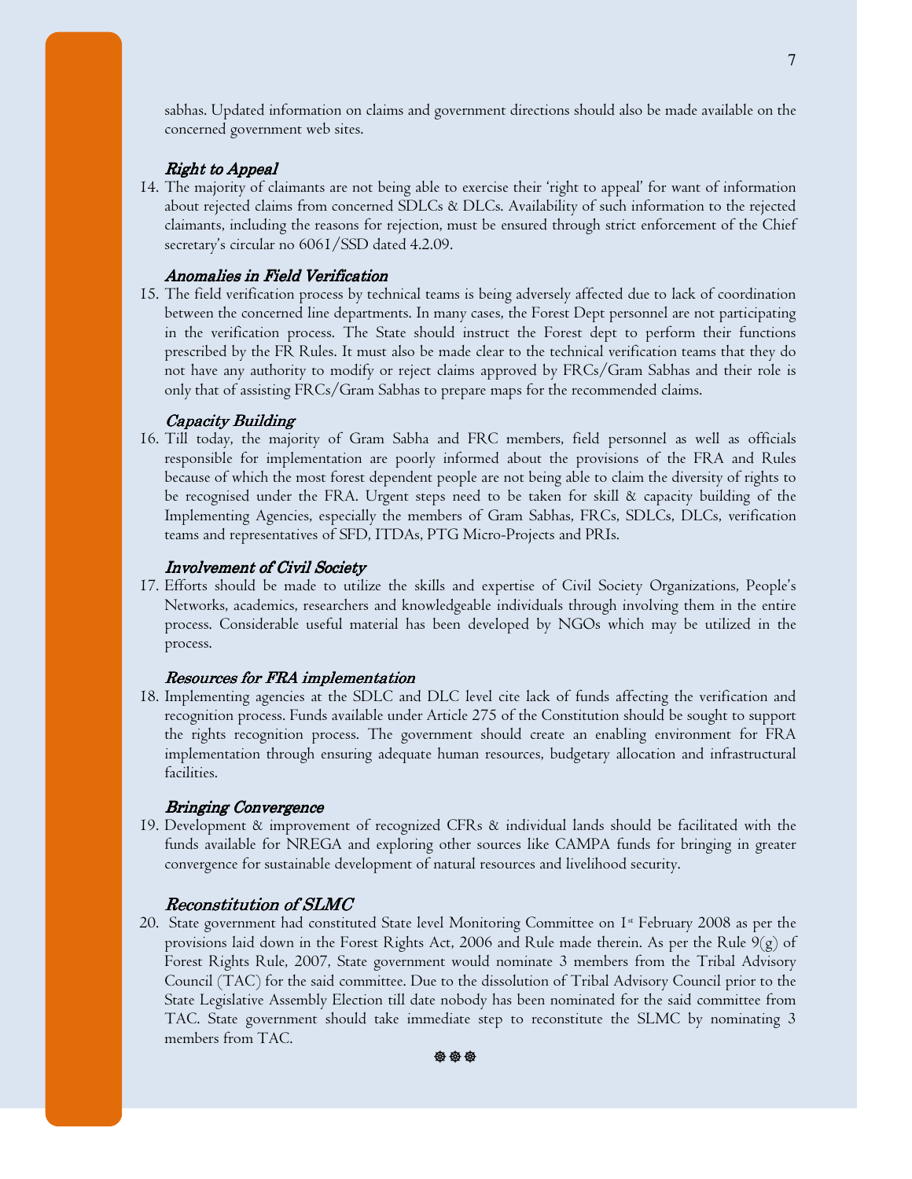sabhas. Updated information on claims and government directions should also be made available on the concerned government web sites.

### *Right to Appeal*

14. The majority of claimants are not being able to exercise their 'right to appeal' for want of information about rejected claims from concerned SDLCs & DLCs. Availability of such information to the rejected claimants, including the reasons for rejection, must be ensured through strict enforcement of the Chief secretary's circular no 6061/SSD dated 4.2.09.

### *Anomalies in Field Verification*

15. The field verification process by technical teams is being adversely affected due to lack of coordination between the concerned line departments. In many cases, the Forest Dept personnel are not participating in the verification process. The State should instruct the Forest dept to perform their functions prescribed by the FR Rules. It must also be made clear to the technical verification teams that they do not have any authority to modify or reject claims approved by FRCs/Gram Sabhas and their role is only that of assisting FRCs/Gram Sabhas to prepare maps for the recommended claims.

### *Capacity Building*

16. Till today, the majority of Gram Sabha and FRC members, field personnel as well as officials responsible for implementation are poorly informed about the provisions of the FRA and Rules because of which the most forest dependent people are not being able to claim the diversity of rights to be recognised under the FRA. Urgent steps need to be taken for skill & capacity building of the Implementing Agencies, especially the members of Gram Sabhas, FRCs, SDLCs, DLCs, verification teams and representatives of SFD, ITDAs, PTG Micro-Projects and PRIs.

### *Involvement of Civil Society*

17. Efforts should be made to utilize the skills and expertise of Civil Society Organizations, People's Networks, academics, researchers and knowledgeable individuals through involving them in the entire process. Considerable useful material has been developed by NGOs which may be utilized in the process.

### *Resources for FRA implementation*

18. Implementing agencies at the SDLC and DLC level cite lack of funds affecting the verification and recognition process. Funds available under Article 275 of the Constitution should be sought to support the rights recognition process. The government should create an enabling environment for FRA implementation through ensuring adequate human resources, budgetary allocation and infrastructural facilities.

### *Bringing Convergence*

19. Development & improvement of recognized CFRs & individual lands should be facilitated with the funds available for NREGA and exploring other sources like CAMPA funds for bringing in greater convergence for sustainable development of natural resources and livelihood security.

### *Reconstitution of SLMC*

20. State government had constituted State level Monitoring Committee on 1st February 2008 as per the provisions laid down in the Forest Rights Act, 2006 and Rule made therein. As per the Rule 9(g) of Forest Rights Rule, 2007, State government would nominate 3 members from the Tribal Advisory Council (TAC) for the said committee. Due to the dissolution of Tribal Advisory Council prior to the State Legislative Assembly Election till date nobody has been nominated for the said committee from TAC. State government should take immediate step to reconstitute the SLMC by nominating 3 members from TAC.

❁❁❁